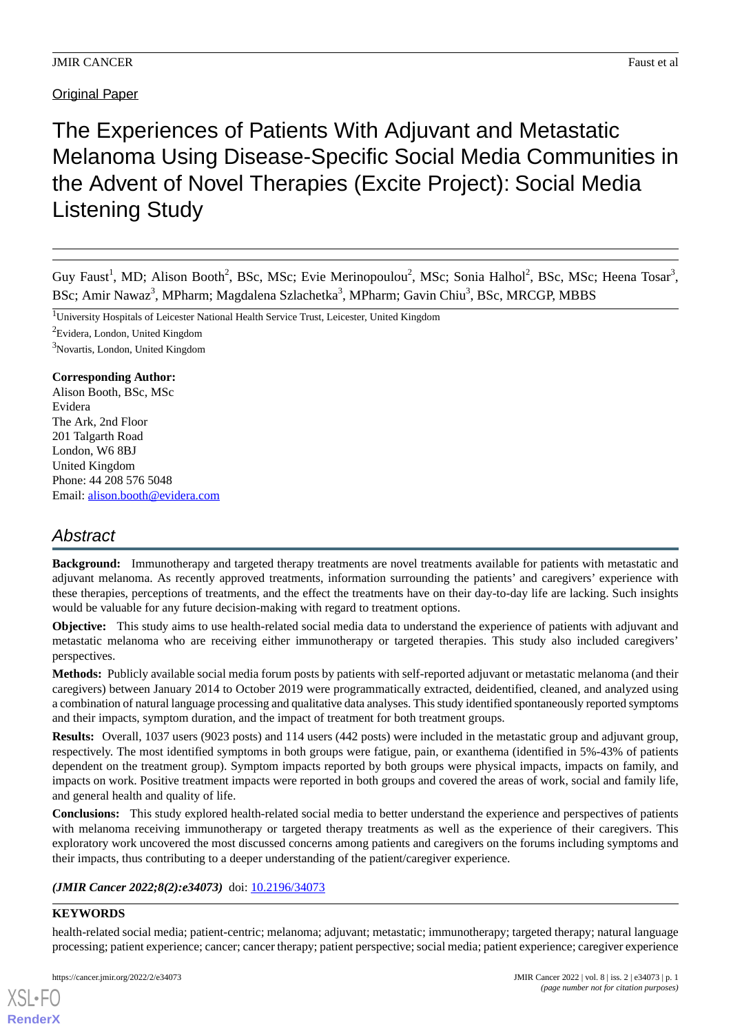Original Paper

# The Experiences of Patients With Adjuvant and Metastatic Melanoma Using Disease-Specific Social Media Communities in the Advent of Novel Therapies (Excite Project): Social Media Listening Study

Guy Faust[1], MD; Alison Booth[2], BSc, MSc; Evie Merinopoulou[2], MSc; Sonia Halhol[2], BSc, MSc; Heena Tosar[3], BSc; Amir Nawaz[3], MPharm; Magdalena Szlachetka[3], MPharm; Gavin Chiu[3], BSc, MRCGP, MBBS

[1]University Hospitals of Leicester National Health Service Trust, Leicester, United Kingdom

[2]Evidera, London, United Kingdom

[3]Novartis, London, United Kingdom

**Corresponding Author:**
Alison Booth, BSc, MSc
Evidera
The Ark, 2nd Floor
201 Talgarth Road
London, W6 8BJ
United Kingdom
Phone: 44 208 576 5048
Email: alison.booth@evidera.com

## Abstract

**Background:** Immunotherapy and targeted therapy treatments are novel treatments available for patients with metastatic and adjuvant melanoma. As recently approved treatments, information surrounding the patients' and caregivers' experience with these therapies, perceptions of treatments, and the effect the treatments have on their day-to-day life are lacking. Such insights would be valuable for any future decision-making with regard to treatment options.

**Objective:** This study aims to use health-related social media data to understand the experience of patients with adjuvant and metastatic melanoma who are receiving either immunotherapy or targeted therapies. This study also included caregivers' perspectives.

**Methods:** Publicly available social media forum posts by patients with self-reported adjuvant or metastatic melanoma (and their caregivers) between January 2014 to October 2019 were programmatically extracted, deidentified, cleaned, and analyzed using a combination of natural language processing and qualitative data analyses. This study identified spontaneously reported symptoms and their impacts, symptom duration, and the impact of treatment for both treatment groups.

**Results:** Overall, 1037 users (9023 posts) and 114 users (442 posts) were included in the metastatic group and adjuvant group, respectively. The most identified symptoms in both groups were fatigue, pain, or exanthema (identified in 5%-43% of patients dependent on the treatment group). Symptom impacts reported by both groups were physical impacts, impacts on family, and impacts on work. Positive treatment impacts were reported in both groups and covered the areas of work, social and family life, and general health and quality of life.

**Conclusions:** This study explored health-related social media to better understand the experience and perspectives of patients with melanoma receiving immunotherapy or targeted therapy treatments as well as the experience of their caregivers. This exploratory work uncovered the most discussed concerns among patients and caregivers on the forums including symptoms and their impacts, thus contributing to a deeper understanding of the patient/caregiver experience.

***(JMIR Cancer 2022;8(2):e34073)*** doi: 10.2196/34073

**KEYWORDS**

health-related social media; patient-centric; melanoma; adjuvant; metastatic; immunotherapy; targeted therapy; natural language processing; patient experience; cancer; cancer therapy; patient perspective; social media; patient experience; caregiver experience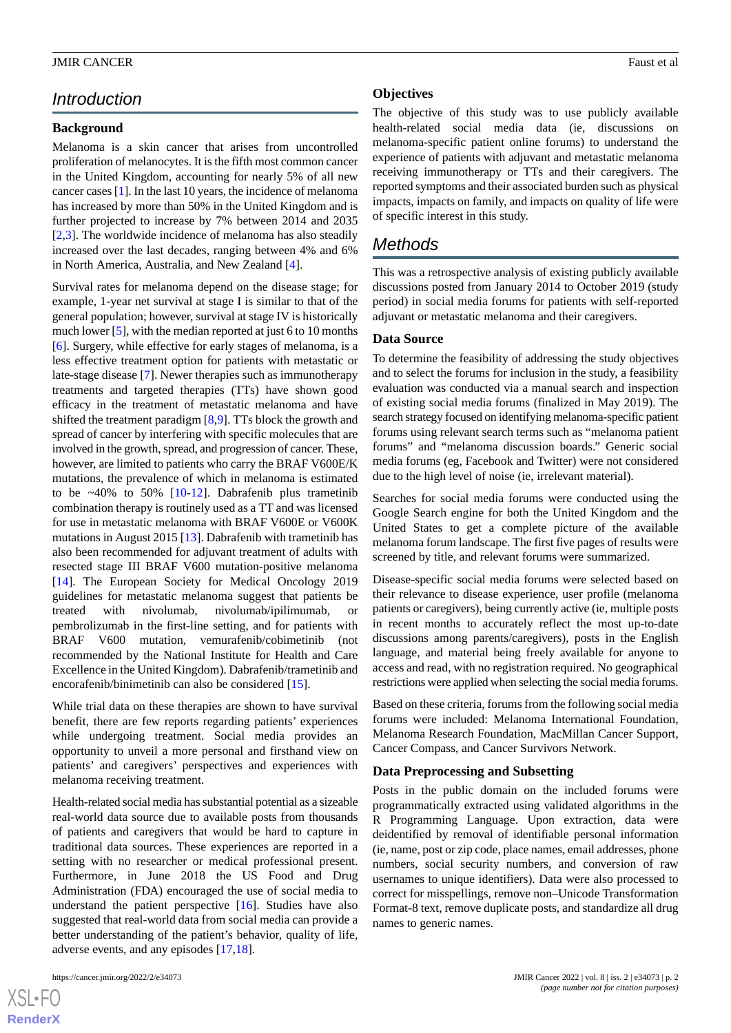## Introduction

### Background

Melanoma is a skin cancer that arises from uncontrolled proliferation of melanocytes. It is the fifth most common cancer in the United Kingdom, accounting for nearly 5% of all new cancer cases [1]. In the last 10 years, the incidence of melanoma has increased by more than 50% in the United Kingdom and is further projected to increase by 7% between 2014 and 2035 [2,3]. The worldwide incidence of melanoma has also steadily increased over the last decades, ranging between 4% and 6% in North America, Australia, and New Zealand [4].

Survival rates for melanoma depend on the disease stage; for example, 1-year net survival at stage I is similar to that of the general population; however, survival at stage IV is historically much lower [5], with the median reported at just 6 to 10 months [6]. Surgery, while effective for early stages of melanoma, is a less effective treatment option for patients with metastatic or late-stage disease [7]. Newer therapies such as immunotherapy treatments and targeted therapies (TTs) have shown good efficacy in the treatment of metastatic melanoma and have shifted the treatment paradigm [8,9]. TTs block the growth and spread of cancer by interfering with specific molecules that are involved in the growth, spread, and progression of cancer. These, however, are limited to patients who carry the BRAF V600E/K mutations, the prevalence of which in melanoma is estimated to be ~40% to 50% [10-12]. Dabrafenib plus trametinib combination therapy is routinely used as a TT and was licensed for use in metastatic melanoma with BRAF V600E or V600K mutations in August 2015 [13]. Dabrafenib with trametinib has also been recommended for adjuvant treatment of adults with resected stage III BRAF V600 mutation-positive melanoma [14]. The European Society for Medical Oncology 2019 guidelines for metastatic melanoma suggest that patients be treated with nivolumab, nivolumab/ipilimumab, or pembrolizumab in the first-line setting, and for patients with BRAF V600 mutation, vemurafenib/cobimetinib (not recommended by the National Institute for Health and Care Excellence in the United Kingdom). Dabrafenib/trametinib and encorafenib/binimetinib can also be considered [15].

While trial data on these therapies are shown to have survival benefit, there are few reports regarding patients' experiences while undergoing treatment. Social media provides an opportunity to unveil a more personal and firsthand view on patients' and caregivers' perspectives and experiences with melanoma receiving treatment.

Health-related social media has substantial potential as a sizeable real-world data source due to available posts from thousands of patients and caregivers that would be hard to capture in traditional data sources. These experiences are reported in a setting with no researcher or medical professional present. Furthermore, in June 2018 the US Food and Drug Administration (FDA) encouraged the use of social media to understand the patient perspective [16]. Studies have also suggested that real-world data from social media can provide a better understanding of the patient's behavior, quality of life, adverse events, and any episodes [17,18].

### Objectives

The objective of this study was to use publicly available health-related social media data (ie, discussions on melanoma-specific patient online forums) to understand the experience of patients with adjuvant and metastatic melanoma receiving immunotherapy or TTs and their caregivers. The reported symptoms and their associated burden such as physical impacts, impacts on family, and impacts on quality of life were of specific interest in this study.

## Methods

This was a retrospective analysis of existing publicly available discussions posted from January 2014 to October 2019 (study period) in social media forums for patients with self-reported adjuvant or metastatic melanoma and their caregivers.

### Data Source

To determine the feasibility of addressing the study objectives and to select the forums for inclusion in the study, a feasibility evaluation was conducted via a manual search and inspection of existing social media forums (finalized in May 2019). The search strategy focused on identifying melanoma-specific patient forums using relevant search terms such as "melanoma patient forums" and "melanoma discussion boards." Generic social media forums (eg, Facebook and Twitter) were not considered due to the high level of noise (ie, irrelevant material).

Searches for social media forums were conducted using the Google Search engine for both the United Kingdom and the United States to get a complete picture of the available melanoma forum landscape. The first five pages of results were screened by title, and relevant forums were summarized.

Disease-specific social media forums were selected based on their relevance to disease experience, user profile (melanoma patients or caregivers), being currently active (ie, multiple posts in recent months to accurately reflect the most up-to-date discussions among parents/caregivers), posts in the English language, and material being freely available for anyone to access and read, with no registration required. No geographical restrictions were applied when selecting the social media forums.

Based on these criteria, forums from the following social media forums were included: Melanoma International Foundation, Melanoma Research Foundation, MacMillan Cancer Support, Cancer Compass, and Cancer Survivors Network.

### Data Preprocessing and Subsetting

Posts in the public domain on the included forums were programmatically extracted using validated algorithms in the R Programming Language. Upon extraction, data were deidentified by removal of identifiable personal information (ie, name, post or zip code, place names, email addresses, phone numbers, social security numbers, and conversion of raw usernames to unique identifiers). Data were also processed to correct for misspellings, remove non–Unicode Transformation Format-8 text, remove duplicate posts, and standardize all drug names to generic names.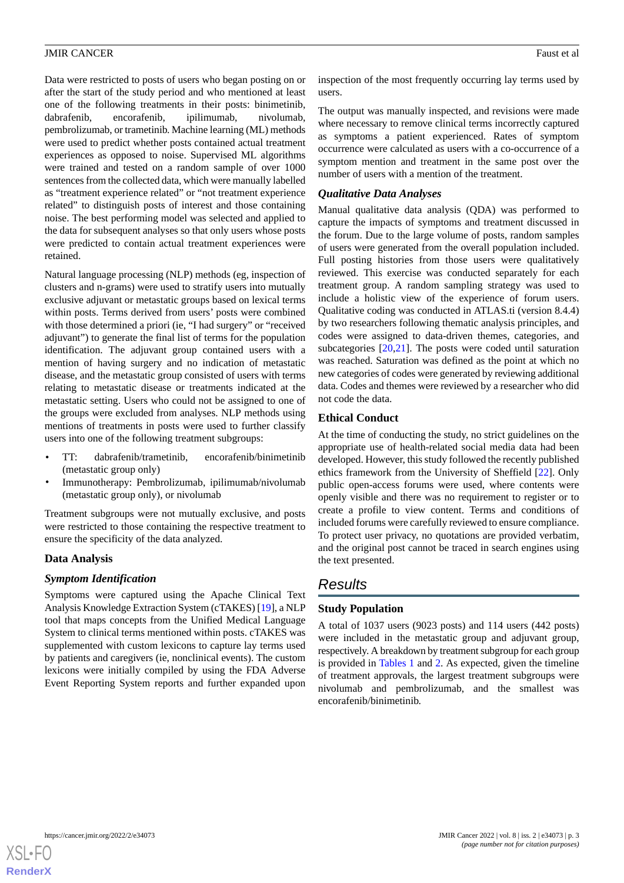Data were restricted to posts of users who began posting on or after the start of the study period and who mentioned at least one of the following treatments in their posts: binimetinib, dabrafenib, encorafenib, ipilimumab, nivolumab, pembrolizumab, or trametinib. Machine learning (ML) methods were used to predict whether posts contained actual treatment experiences as opposed to noise. Supervised ML algorithms were trained and tested on a random sample of over 1000 sentences from the collected data, which were manually labelled as "treatment experience related" or "not treatment experience related" to distinguish posts of interest and those containing noise. The best performing model was selected and applied to the data for subsequent analyses so that only users whose posts were predicted to contain actual treatment experiences were retained.

Natural language processing (NLP) methods (eg, inspection of clusters and n-grams) were used to stratify users into mutually exclusive adjuvant or metastatic groups based on lexical terms within posts. Terms derived from users' posts were combined with those determined a priori (ie, "I had surgery" or "received adjuvant") to generate the final list of terms for the population identification. The adjuvant group contained users with a mention of having surgery and no indication of metastatic disease, and the metastatic group consisted of users with terms relating to metastatic disease or treatments indicated at the metastatic setting. Users who could not be assigned to one of the groups were excluded from analyses. NLP methods using mentions of treatments in posts were used to further classify users into one of the following treatment subgroups:

- TT: dabrafenib/trametinib, encorafenib/binimetinib (metastatic group only)
- Immunotherapy: Pembrolizumab, ipilimumab/nivolumab (metastatic group only), or nivolumab

Treatment subgroups were not mutually exclusive, and posts were restricted to those containing the respective treatment to ensure the specificity of the data analyzed.

### Data Analysis

#### *Symptom Identification*

Symptoms were captured using the Apache Clinical Text Analysis Knowledge Extraction System (cTAKES) [19], a NLP tool that maps concepts from the Unified Medical Language System to clinical terms mentioned within posts. cTAKES was supplemented with custom lexicons to capture lay terms used by patients and caregivers (ie, nonclinical events). The custom lexicons were initially compiled by using the FDA Adverse Event Reporting System reports and further expanded upon inspection of the most frequently occurring lay terms used by users.

The output was manually inspected, and revisions were made where necessary to remove clinical terms incorrectly captured as symptoms a patient experienced. Rates of symptom occurrence were calculated as users with a co-occurrence of a symptom mention and treatment in the same post over the number of users with a mention of the treatment.

#### *Qualitative Data Analyses*

Manual qualitative data analysis (QDA) was performed to capture the impacts of symptoms and treatment discussed in the forum. Due to the large volume of posts, random samples of users were generated from the overall population included. Full posting histories from those users were qualitatively reviewed. This exercise was conducted separately for each treatment group. A random sampling strategy was used to include a holistic view of the experience of forum users. Qualitative coding was conducted in ATLAS.ti (version 8.4.4) by two researchers following thematic analysis principles, and codes were assigned to data-driven themes, categories, and subcategories [20,21]. The posts were coded until saturation was reached. Saturation was defined as the point at which no new categories of codes were generated by reviewing additional data. Codes and themes were reviewed by a researcher who did not code the data.

### Ethical Conduct

At the time of conducting the study, no strict guidelines on the appropriate use of health-related social media data had been developed. However, this study followed the recently published ethics framework from the University of Sheffield [22]. Only public open-access forums were used, where contents were openly visible and there was no requirement to register or to create a profile to view content. Terms and conditions of included forums were carefully reviewed to ensure compliance. To protect user privacy, no quotations are provided verbatim, and the original post cannot be traced in search engines using the text presented.

## Results

### Study Population

A total of 1037 users (9023 posts) and 114 users (442 posts) were included in the metastatic group and adjuvant group, respectively. A breakdown by treatment subgroup for each group is provided in Tables 1 and 2. As expected, given the timeline of treatment approvals, the largest treatment subgroups were nivolumab and pembrolizumab, and the smallest was encorafenib/binimetinib.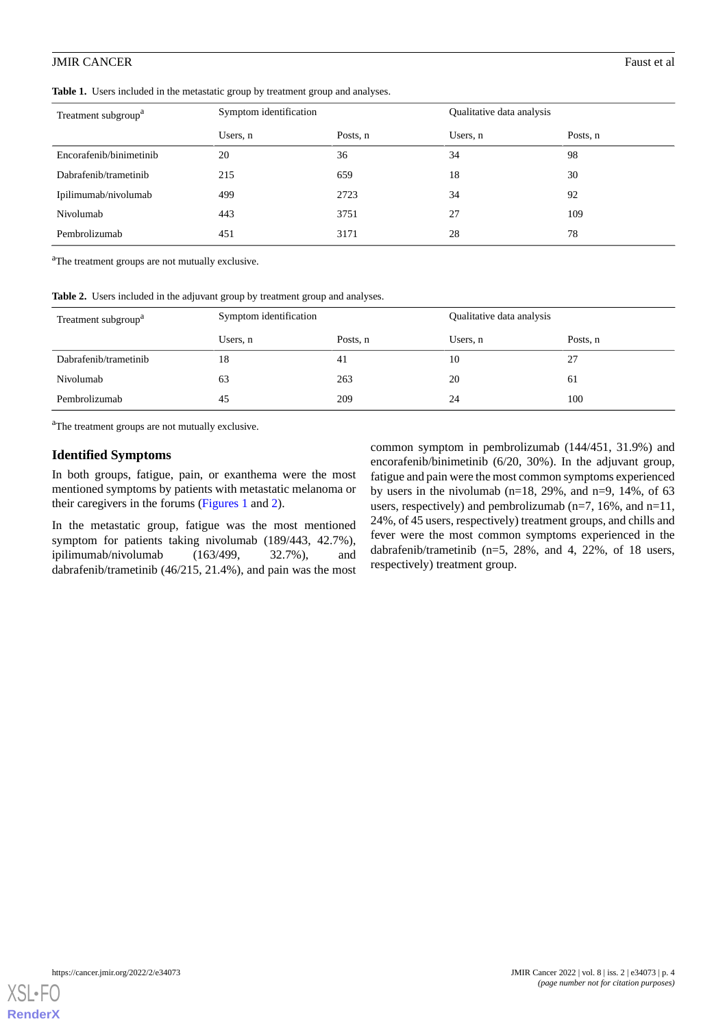**Table 1.** Users included in the metastatic group by treatment group and analyses.

| Treatment subgroup[a] | Symptom identification | | Qualitative data analysis | |
|---|---|---|---|---|
| | Users, n | Posts, n | Users, n | Posts, n |
| Encorafenib/binimetinib | 20 | 36 | 34 | 98 |
| Dabrafenib/trametinib | 215 | 659 | 18 | 30 |
| Ipilimumab/nivolumab | 499 | 2723 | 34 | 92 |
| Nivolumab | 443 | 3751 | 27 | 109 |
| Pembrolizumab | 451 | 3171 | 28 | 78 |

[a]The treatment groups are not mutually exclusive.

**Table 2.** Users included in the adjuvant group by treatment group and analyses.

| Treatment subgroup[a] | Symptom identification | | Qualitative data analysis | |
|---|---|---|---|---|
| | Users, n | Posts, n | Users, n | Posts, n |
| Dabrafenib/trametinib | 18 | 41 | 10 | 27 |
| Nivolumab | 63 | 263 | 20 | 61 |
| Pembrolizumab | 45 | 209 | 24 | 100 |

[a]The treatment groups are not mutually exclusive.

## Identified Symptoms

In both groups, fatigue, pain, or exanthema were the most mentioned symptoms by patients with metastatic melanoma or their caregivers in the forums (Figures 1 and 2).

In the metastatic group, fatigue was the most mentioned symptom for patients taking nivolumab (189/443, 42.7%), ipilimumab/nivolumab (163/499, 32.7%), and dabrafenib/trametinib (46/215, 21.4%), and pain was the most common symptom in pembrolizumab (144/451, 31.9%) and encorafenib/binimetinib (6/20, 30%). In the adjuvant group, fatigue and pain were the most common symptoms experienced by users in the nivolumab (n=18, 29%, and n=9, 14%, of 63 users, respectively) and pembrolizumab (n=7, 16%, and n=11, 24%, of 45 users, respectively) treatment groups, and chills and fever were the most common symptoms experienced in the dabrafenib/trametinib (n=5, 28%, and 4, 22%, of 18 users, respectively) treatment group.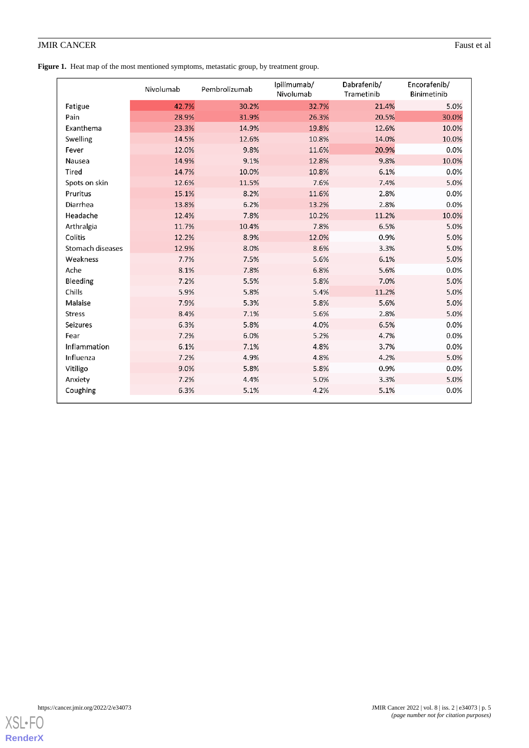**Figure 1.** Heat map of the most mentioned symptoms, metastatic group, by treatment group.

| | Nivolumab | Pembrolizumab | Ipilimumab/ Nivolumab | Dabrafenib/ Trametinib | Encorafenib/ Binimetinib |
|---|---|---|---|---|---|
| Fatigue | 42.7% | 30.2% | 32.7% | 21.4% | 5.0% |
| Pain | 28.9% | 31.9% | 26.3% | 20.5% | 30.0% |
| Exanthema | 23.3% | 14.9% | 19.8% | 12.6% | 10.0% |
| Swelling | 14.5% | 12.6% | 10.8% | 14.0% | 10.0% |
| Fever | 12.0% | 9.8% | 11.6% | 20.9% | 0.0% |
| Nausea | 14.9% | 9.1% | 12.8% | 9.8% | 10.0% |
| Tired | 14.7% | 10.0% | 10.8% | 6.1% | 0.0% |
| Spots on skin | 12.6% | 11.5% | 7.6% | 7.4% | 5.0% |
| Pruritus | 15.1% | 8.2% | 11.6% | 2.8% | 0.0% |
| Diarrhea | 13.8% | 6.2% | 13.2% | 2.8% | 0.0% |
| Headache | 12.4% | 7.8% | 10.2% | 11.2% | 10.0% |
| Arthralgia | 11.7% | 10.4% | 7.8% | 6.5% | 5.0% |
| Colitis | 12.2% | 8.9% | 12.0% | 0.9% | 5.0% |
| Stomach diseases | 12.9% | 8.0% | 8.6% | 3.3% | 5.0% |
| Weakness | 7.7% | 7.5% | 5.6% | 6.1% | 5.0% |
| Ache | 8.1% | 7.8% | 6.8% | 5.6% | 0.0% |
| Bleeding | 7.2% | 5.5% | 5.8% | 7.0% | 5.0% |
| Chills | 5.9% | 5.8% | 5.4% | 11.2% | 5.0% |
| Malaise | 7.9% | 5.3% | 5.8% | 5.6% | 5.0% |
| Stress | 8.4% | 7.1% | 5.6% | 2.8% | 5.0% |
| Seizures | 6.3% | 5.8% | 4.0% | 6.5% | 0.0% |
| Fear | 7.2% | 6.0% | 5.2% | 4.7% | 0.0% |
| Inflammation | 6.1% | 7.1% | 4.8% | 3.7% | 0.0% |
| Influenza | 7.2% | 4.9% | 4.8% | 4.2% | 5.0% |
| Vitiligo | 9.0% | 5.8% | 5.8% | 0.9% | 0.0% |
| Anxiety | 7.2% | 4.4% | 5.0% | 3.3% | 5.0% |
| Coughing | 6.3% | 5.1% | 4.2% | 5.1% | 0.0% |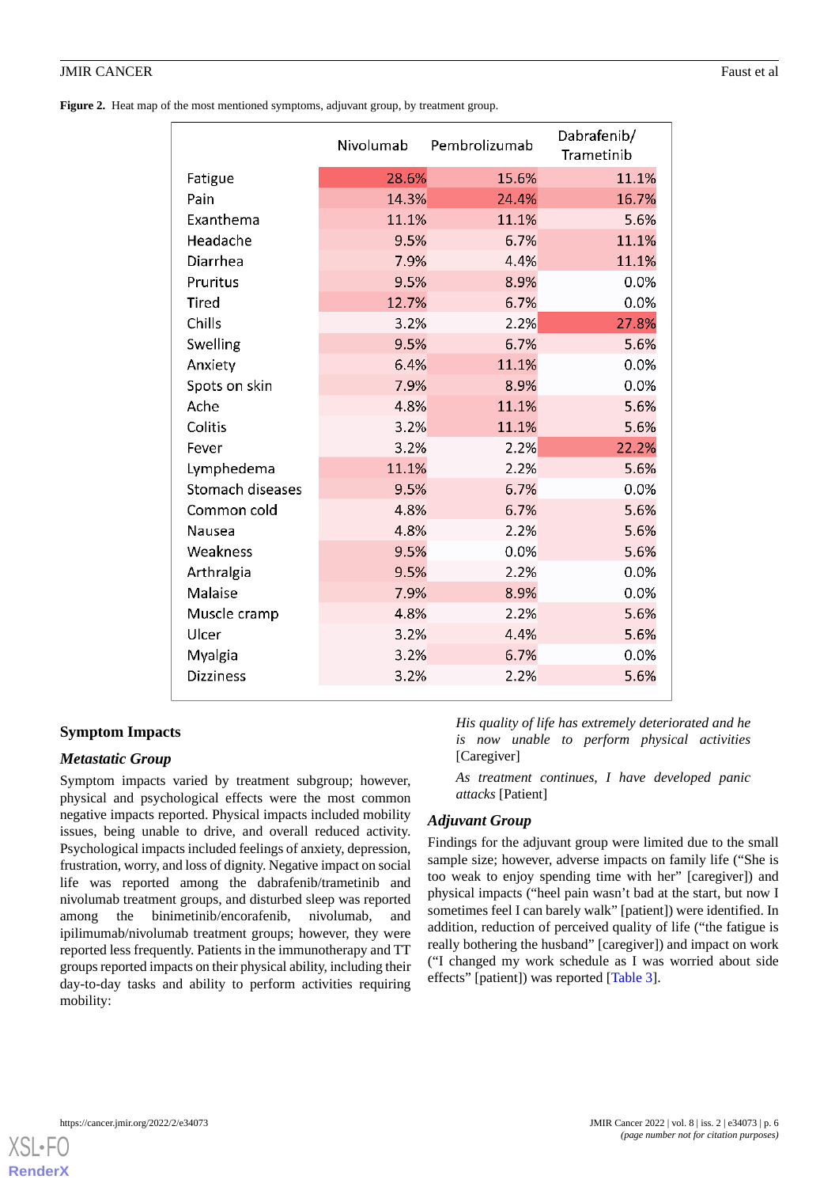**Figure 2.** Heat map of the most mentioned symptoms, adjuvant group, by treatment group.

| | Nivolumab | Pembrolizumab | Dabrafenib/ Trametinib |
|---|---|---|---|
| Fatigue | 28.6% | 15.6% | 11.1% |
| Pain | 14.3% | 24.4% | 16.7% |
| Exanthema | 11.1% | 11.1% | 5.6% |
| Headache | 9.5% | 6.7% | 11.1% |
| Diarrhea | 7.9% | 4.4% | 11.1% |
| Pruritus | 9.5% | 8.9% | 0.0% |
| Tired | 12.7% | 6.7% | 0.0% |
| Chills | 3.2% | 2.2% | 27.8% |
| Swelling | 9.5% | 6.7% | 5.6% |
| Anxiety | 6.4% | 11.1% | 0.0% |
| Spots on skin | 7.9% | 8.9% | 0.0% |
| Ache | 4.8% | 11.1% | 5.6% |
| Colitis | 3.2% | 11.1% | 5.6% |
| Fever | 3.2% | 2.2% | 22.2% |
| Lymphedema | 11.1% | 2.2% | 5.6% |
| Stomach diseases | 9.5% | 6.7% | 0.0% |
| Common cold | 4.8% | 6.7% | 5.6% |
| Nausea | 4.8% | 2.2% | 5.6% |
| Weakness | 9.5% | 0.0% | 5.6% |
| Arthralgia | 9.5% | 2.2% | 0.0% |
| Malaise | 7.9% | 8.9% | 0.0% |
| Muscle cramp | 4.8% | 2.2% | 5.6% |
| Ulcer | 3.2% | 4.4% | 5.6% |
| Myalgia | 3.2% | 6.7% | 0.0% |
| Dizziness | 3.2% | 2.2% | 5.6% |

## Symptom Impacts

### Metastatic Group

Symptom impacts varied by treatment subgroup; however, physical and psychological effects were the most common negative impacts reported. Physical impacts included mobility issues, being unable to drive, and overall reduced activity. Psychological impacts included feelings of anxiety, depression, frustration, worry, and loss of dignity. Negative impact on social life was reported among the dabrafenib/trametinib and nivolumab treatment groups, and disturbed sleep was reported among the binimetinib/encorafenib, nivolumab, and ipilimumab/nivolumab treatment groups; however, they were reported less frequently. Patients in the immunotherapy and TT groups reported impacts on their physical ability, including their day-to-day tasks and ability to perform activities requiring mobility:

> *His quality of life has extremely deteriorated and he is now unable to perform physical activities* [Caregiver]

> *As treatment continues, I have developed panic attacks* [Patient]

### Adjuvant Group

Findings for the adjuvant group were limited due to the small sample size; however, adverse impacts on family life ("She is too weak to enjoy spending time with her" [caregiver]) and physical impacts ("heel pain wasn't bad at the start, but now I sometimes feel I can barely walk" [patient]) were identified. In addition, reduction of perceived quality of life ("the fatigue is really bothering the husband" [caregiver]) and impact on work ("I changed my work schedule as I was worried about side effects" [patient]) was reported [Table 3].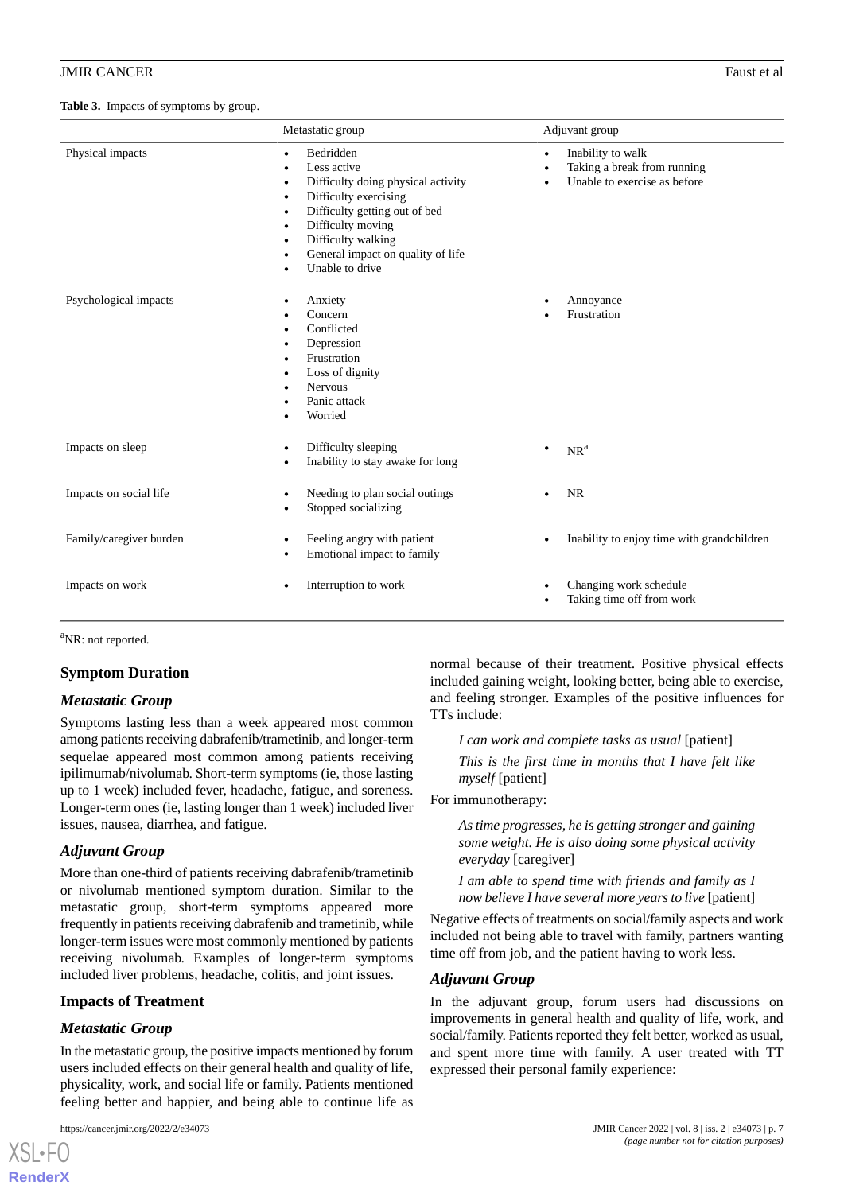**Table 3.** Impacts of symptoms by group.

| | Metastatic group | Adjuvant group |
|---|---|---|
| Physical impacts | • Bedridden<br>• Less active<br>• Difficulty doing physical activity<br>• Difficulty exercising<br>• Difficulty getting out of bed<br>• Difficulty moving<br>• Difficulty walking<br>• General impact on quality of life<br>• Unable to drive | • Inability to walk<br>• Taking a break from running<br>• Unable to exercise as before |
| Psychological impacts | • Anxiety<br>• Concern<br>• Conflicted<br>• Depression<br>• Frustration<br>• Loss of dignity<br>• Nervous<br>• Panic attack<br>• Worried | • Annoyance<br>• Frustration |
| Impacts on sleep | • Difficulty sleeping<br>• Inability to stay awake for long | • NR[a] |
| Impacts on social life | • Needing to plan social outings<br>• Stopped socializing | • NR |
| Family/caregiver burden | • Feeling angry with patient<br>• Emotional impact to family | • Inability to enjoy time with grandchildren |
| Impacts on work | • Interruption to work | • Changing work schedule<br>• Taking time off from work |

[a]NR: not reported.

### Symptom Duration

#### Metastatic Group

Symptoms lasting less than a week appeared most common among patients receiving dabrafenib/trametinib, and longer-term sequelae appeared most common among patients receiving ipilimumab/nivolumab. Short-term symptoms (ie, those lasting up to 1 week) included fever, headache, fatigue, and soreness. Longer-term ones (ie, lasting longer than 1 week) included liver issues, nausea, diarrhea, and fatigue.

#### Adjuvant Group

More than one-third of patients receiving dabrafenib/trametinib or nivolumab mentioned symptom duration. Similar to the metastatic group, short-term symptoms appeared more frequently in patients receiving dabrafenib and trametinib, while longer-term issues were most commonly mentioned by patients receiving nivolumab. Examples of longer-term symptoms included liver problems, headache, colitis, and joint issues.

### Impacts of Treatment

#### Metastatic Group

In the metastatic group, the positive impacts mentioned by forum users included effects on their general health and quality of life, physicality, work, and social life or family. Patients mentioned feeling better and happier, and being able to continue life as normal because of their treatment. Positive physical effects included gaining weight, looking better, being able to exercise, and feeling stronger. Examples of the positive influences for TTs include:

> *I can work and complete tasks as usual* [patient]

> *This is the first time in months that I have felt like myself* [patient]

For immunotherapy:

> *As time progresses, he is getting stronger and gaining some weight. He is also doing some physical activity everyday* [caregiver]

> *I am able to spend time with friends and family as I now believe I have several more years to live* [patient]

Negative effects of treatments on social/family aspects and work included not being able to travel with family, partners wanting time off from job, and the patient having to work less.

#### Adjuvant Group

In the adjuvant group, forum users had discussions on improvements in general health and quality of life, work, and social/family. Patients reported they felt better, worked as usual, and spent more time with family. A user treated with TT expressed their personal family experience: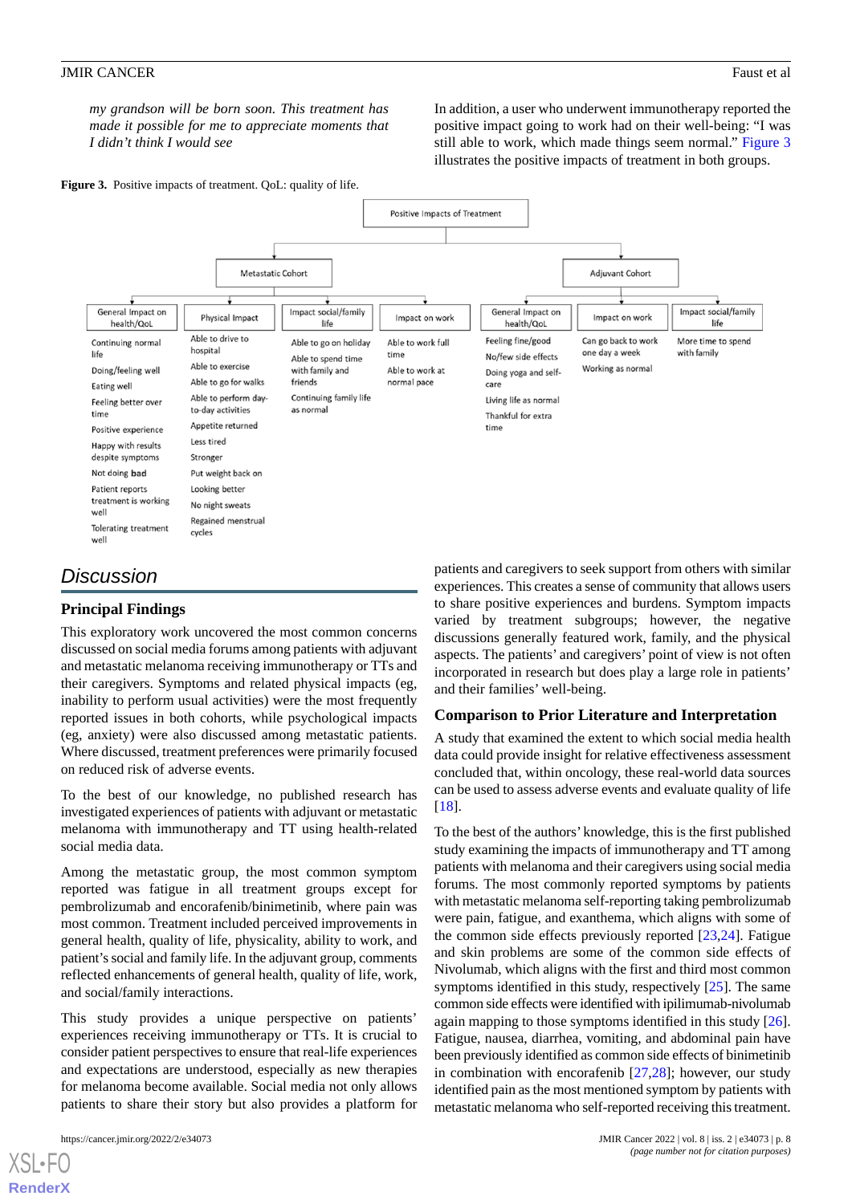*my grandson will be born soon. This treatment has made it possible for me to appreciate moments that I didn't think I would see*

In addition, a user who underwent immunotherapy reported the positive impact going to work had on their well-being: "I was still able to work, which made things seem normal." Figure 3 illustrates the positive impacts of treatment in both groups.

**Figure 3.** Positive impacts of treatment. QoL: quality of life.

Positive Impacts of Treatment

- Metastatic Cohort
  - General Impact on health/QoL
    - Continuing normal life
    - Doing/feeling well
    - Eating well
    - Feeling better over time
    - Positive experience
    - Happy with results despite symptoms
    - Not doing bad
    - Patient reports treatment is working well
    - Tolerating treatment well
  - Physical Impact
    - Able to drive to hospital
    - Able to exercise
    - Able to go for walks
    - Able to perform day-to-day activities
    - Appetite returned
    - Less tired
    - Stronger
    - Put weight back on
    - Looking better
    - No night sweats
    - Regained menstrual cycles
  - Impact social/family life
    - Able to go on holiday
    - Able to spend time with family and friends
    - Continuing family life as normal
  - Impact on work
    - Able to work full time
    - Able to work at normal pace
- Adjuvant Cohort
  - General Impact on health/QoL
    - Feeling fine/good
    - No/few side effects
    - Doing yoga and self-care
    - Living life as normal
    - Thankful for extra time
  - Impact on work
    - Can go back to work one day a week
    - Working as normal
  - Impact social/family life
    - More time to spend with family

## Discussion

### Principal Findings

This exploratory work uncovered the most common concerns discussed on social media forums among patients with adjuvant and metastatic melanoma receiving immunotherapy or TTs and their caregivers. Symptoms and related physical impacts (eg, inability to perform usual activities) were the most frequently reported issues in both cohorts, while psychological impacts (eg, anxiety) were also discussed among metastatic patients. Where discussed, treatment preferences were primarily focused on reduced risk of adverse events.

To the best of our knowledge, no published research has investigated experiences of patients with adjuvant or metastatic melanoma with immunotherapy and TT using health-related social media data.

Among the metastatic group, the most common symptom reported was fatigue in all treatment groups except for pembrolizumab and encorafenib/binimetinib, where pain was most common. Treatment included perceived improvements in general health, quality of life, physicality, ability to work, and patient's social and family life. In the adjuvant group, comments reflected enhancements of general health, quality of life, work, and social/family interactions.

This study provides a unique perspective on patients' experiences receiving immunotherapy or TTs. It is crucial to consider patient perspectives to ensure that real-life experiences and expectations are understood, especially as new therapies for melanoma become available. Social media not only allows patients to share their story but also provides a platform for patients and caregivers to seek support from others with similar experiences. This creates a sense of community that allows users to share positive experiences and burdens. Symptom impacts varied by treatment subgroups; however, the negative discussions generally featured work, family, and the physical aspects. The patients' and caregivers' point of view is not often incorporated in research but does play a large role in patients' and their families' well-being.

### Comparison to Prior Literature and Interpretation

A study that examined the extent to which social media health data could provide insight for relative effectiveness assessment concluded that, within oncology, these real-world data sources can be used to assess adverse events and evaluate quality of life [18].

To the best of the authors' knowledge, this is the first published study examining the impacts of immunotherapy and TT among patients with melanoma and their caregivers using social media forums. The most commonly reported symptoms by patients with metastatic melanoma self-reporting taking pembrolizumab were pain, fatigue, and exanthema, which aligns with some of the common side effects previously reported [23,24]. Fatigue and skin problems are some of the common side effects of Nivolumab, which aligns with the first and third most common symptoms identified in this study, respectively [25]. The same common side effects were identified with ipilimumab-nivolumab again mapping to those symptoms identified in this study [26]. Fatigue, nausea, diarrhea, vomiting, and abdominal pain have been previously identified as common side effects of binimetinib in combination with encorafenib [27,28]; however, our study identified pain as the most mentioned symptom by patients with metastatic melanoma who self-reported receiving this treatment.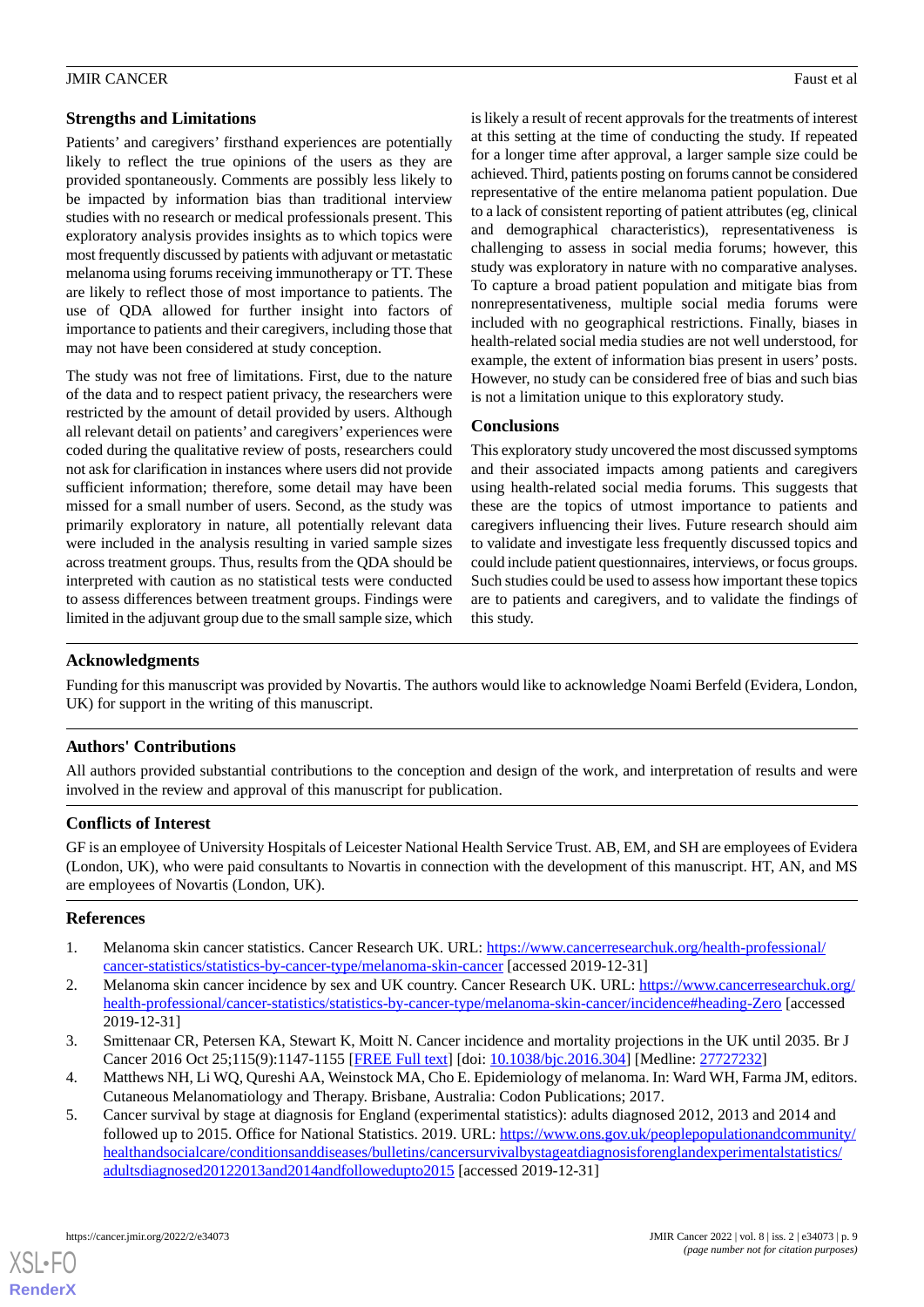## Strengths and Limitations

Patients' and caregivers' firsthand experiences are potentially likely to reflect the true opinions of the users as they are provided spontaneously. Comments are possibly less likely to be impacted by information bias than traditional interview studies with no research or medical professionals present. This exploratory analysis provides insights as to which topics were most frequently discussed by patients with adjuvant or metastatic melanoma using forums receiving immunotherapy or TT. These are likely to reflect those of most importance to patients. The use of QDA allowed for further insight into factors of importance to patients and their caregivers, including those that may not have been considered at study conception.

The study was not free of limitations. First, due to the nature of the data and to respect patient privacy, the researchers were restricted by the amount of detail provided by users. Although all relevant detail on patients' and caregivers' experiences were coded during the qualitative review of posts, researchers could not ask for clarification in instances where users did not provide sufficient information; therefore, some detail may have been missed for a small number of users. Second, as the study was primarily exploratory in nature, all potentially relevant data were included in the analysis resulting in varied sample sizes across treatment groups. Thus, results from the QDA should be interpreted with caution as no statistical tests were conducted to assess differences between treatment groups. Findings were limited in the adjuvant group due to the small sample size, which is likely a result of recent approvals for the treatments of interest at this setting at the time of conducting the study. If repeated for a longer time after approval, a larger sample size could be achieved. Third, patients posting on forums cannot be considered representative of the entire melanoma patient population. Due to a lack of consistent reporting of patient attributes (eg, clinical and demographical characteristics), representativeness is challenging to assess in social media forums; however, this study was exploratory in nature with no comparative analyses. To capture a broad patient population and mitigate bias from nonrepresentativeness, multiple social media forums were included with no geographical restrictions. Finally, biases in health-related social media studies are not well understood, for example, the extent of information bias present in users' posts. However, no study can be considered free of bias and such bias is not a limitation unique to this exploratory study.

## Conclusions

This exploratory study uncovered the most discussed symptoms and their associated impacts among patients and caregivers using health-related social media forums. This suggests that these are the topics of utmost importance to patients and caregivers influencing their lives. Future research should aim to validate and investigate less frequently discussed topics and could include patient questionnaires, interviews, or focus groups. Such studies could be used to assess how important these topics are to patients and caregivers, and to validate the findings of this study.

## Acknowledgments

Funding for this manuscript was provided by Novartis. The authors would like to acknowledge Noami Berfeld (Evidera, London, UK) for support in the writing of this manuscript.

## Authors' Contributions

All authors provided substantial contributions to the conception and design of the work, and interpretation of results and were involved in the review and approval of this manuscript for publication.

## Conflicts of Interest

GF is an employee of University Hospitals of Leicester National Health Service Trust. AB, EM, and SH are employees of Evidera (London, UK), who were paid consultants to Novartis in connection with the development of this manuscript. HT, AN, and MS are employees of Novartis (London, UK).

## References

1. Melanoma skin cancer statistics. Cancer Research UK. URL: https://www.cancerresearchuk.org/health-professional/cancer-statistics/statistics-by-cancer-type/melanoma-skin-cancer [accessed 2019-12-31]
2. Melanoma skin cancer incidence by sex and UK country. Cancer Research UK. URL: https://www.cancerresearchuk.org/health-professional/cancer-statistics/statistics-by-cancer-type/melanoma-skin-cancer/incidence#heading-Zero [accessed 2019-12-31]
3. Smittenaar CR, Petersen KA, Stewart K, Moitt N. Cancer incidence and mortality projections in the UK until 2035. Br J Cancer 2016 Oct 25;115(9):1147-1155 [FREE Full text] [doi: 10.1038/bjc.2016.304] [Medline: 27727232]
4. Matthews NH, Li WQ, Qureshi AA, Weinstock MA, Cho E. Epidemiology of melanoma. In: Ward WH, Farma JM, editors. Cutaneous Melanomatiology and Therapy. Brisbane, Australia: Codon Publications; 2017.
5. Cancer survival by stage at diagnosis for England (experimental statistics): adults diagnosed 2012, 2013 and 2014 and followed up to 2015. Office for National Statistics. 2019. URL: https://www.ons.gov.uk/peoplepopulationandcommunity/healthandsocialcare/conditionsanddiseases/bulletins/cancersurvivalbystageatdiagnosisforenglandexperimentalstatistics/adultsdiagnosed20122013and2014andfollowedupto2015 [accessed 2019-12-31]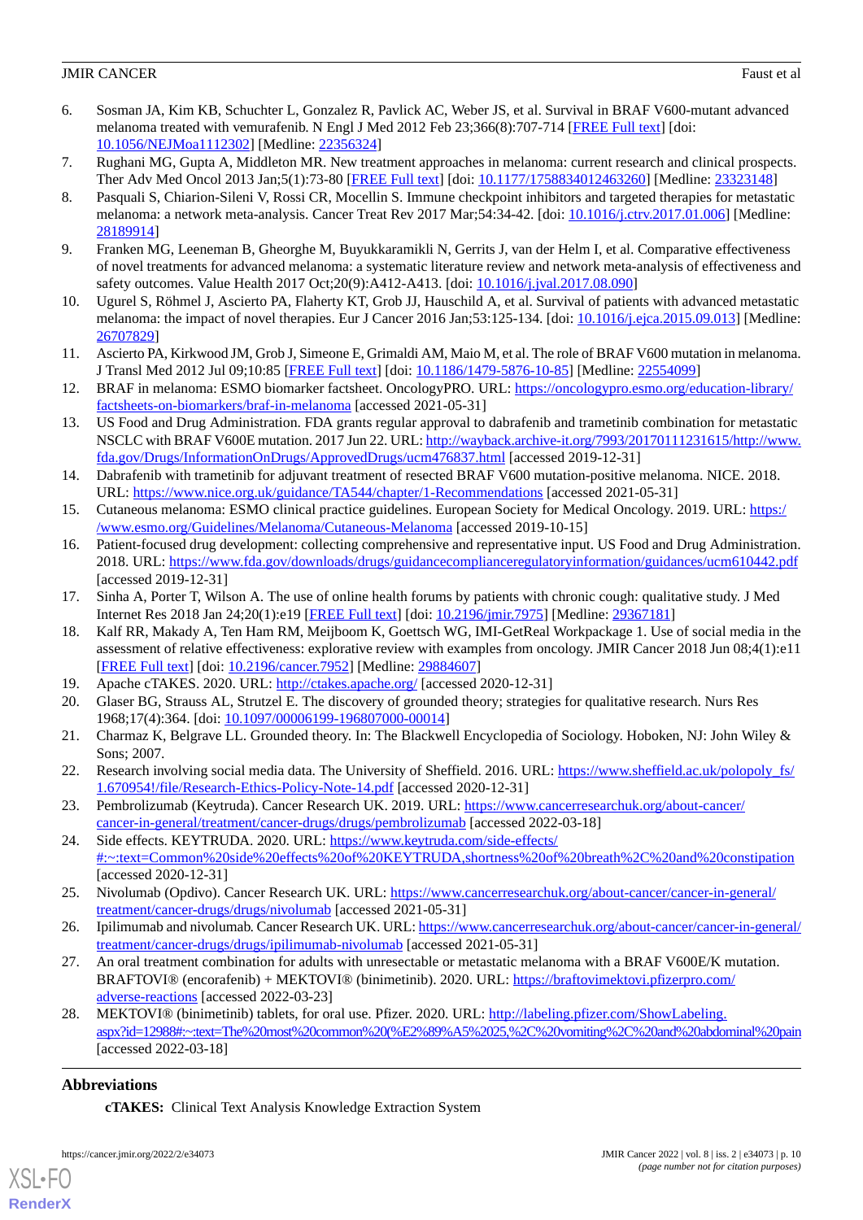6. Sosman JA, Kim KB, Schuchter L, Gonzalez R, Pavlick AC, Weber JS, et al. Survival in BRAF V600-mutant advanced melanoma treated with vemurafenib. N Engl J Med 2012 Feb 23;366(8):707-714 [FREE Full text] [doi: 10.1056/NEJMoa1112302] [Medline: 22356324]
7. Rughani MG, Gupta A, Middleton MR. New treatment approaches in melanoma: current research and clinical prospects. Ther Adv Med Oncol 2013 Jan;5(1):73-80 [FREE Full text] [doi: 10.1177/1758834012463260] [Medline: 23323148]
8. Pasquali S, Chiarion-Sileni V, Rossi CR, Mocellin S. Immune checkpoint inhibitors and targeted therapies for metastatic melanoma: a network meta-analysis. Cancer Treat Rev 2017 Mar;54:34-42. [doi: 10.1016/j.ctrv.2017.01.006] [Medline: 28189914]
9. Franken MG, Leeneman B, Gheorghe M, Buyukkaramikli N, Gerrits J, van der Helm I, et al. Comparative effectiveness of novel treatments for advanced melanoma: a systematic literature review and network meta-analysis of effectiveness and safety outcomes. Value Health 2017 Oct;20(9):A412-A413. [doi: 10.1016/j.jval.2017.08.090]
10. Ugurel S, Röhmel J, Ascierto PA, Flaherty KT, Grob JJ, Hauschild A, et al. Survival of patients with advanced metastatic melanoma: the impact of novel therapies. Eur J Cancer 2016 Jan;53:125-134. [doi: 10.1016/j.ejca.2015.09.013] [Medline: 26707829]
11. Ascierto PA, Kirkwood JM, Grob J, Simeone E, Grimaldi AM, Maio M, et al. The role of BRAF V600 mutation in melanoma. J Transl Med 2012 Jul 09;10:85 [FREE Full text] [doi: 10.1186/1479-5876-10-85] [Medline: 22554099]
12. BRAF in melanoma: ESMO biomarker factsheet. OncologyPRO. URL: https://oncologypro.esmo.org/education-library/factsheets-on-biomarkers/braf-in-melanoma [accessed 2021-05-31]
13. US Food and Drug Administration. FDA grants regular approval to dabrafenib and trametinib combination for metastatic NSCLC with BRAF V600E mutation. 2017 Jun 22. URL: http://wayback.archive-it.org/7993/20170111231615/http://www.fda.gov/Drugs/InformationOnDrugs/ApprovedDrugs/ucm476837.html [accessed 2019-12-31]
14. Dabrafenib with trametinib for adjuvant treatment of resected BRAF V600 mutation-positive melanoma. NICE. 2018. URL: https://www.nice.org.uk/guidance/TA544/chapter/1-Recommendations [accessed 2021-05-31]
15. Cutaneous melanoma: ESMO clinical practice guidelines. European Society for Medical Oncology. 2019. URL: https://www.esmo.org/Guidelines/Melanoma/Cutaneous-Melanoma [accessed 2019-10-15]
16. Patient-focused drug development: collecting comprehensive and representative input. US Food and Drug Administration. 2018. URL: https://www.fda.gov/downloads/drugs/guidancecomplianceregulatoryinformation/guidances/ucm610442.pdf [accessed 2019-12-31]
17. Sinha A, Porter T, Wilson A. The use of online health forums by patients with chronic cough: qualitative study. J Med Internet Res 2018 Jan 24;20(1):e19 [FREE Full text] [doi: 10.2196/jmir.7975] [Medline: 29367181]
18. Kalf RR, Makady A, Ten Ham RM, Meijboom K, Goettsch WG, IMI-GetReal Workpackage 1. Use of social media in the assessment of relative effectiveness: explorative review with examples from oncology. JMIR Cancer 2018 Jun 08;4(1):e11 [FREE Full text] [doi: 10.2196/cancer.7952] [Medline: 29884607]
19. Apache cTAKES. 2020. URL: http://ctakes.apache.org/ [accessed 2020-12-31]
20. Glaser BG, Strauss AL, Strutzel E. The discovery of grounded theory; strategies for qualitative research. Nurs Res 1968;17(4):364. [doi: 10.1097/00006199-196807000-00014]
21. Charmaz K, Belgrave LL. Grounded theory. In: The Blackwell Encyclopedia of Sociology. Hoboken, NJ: John Wiley & Sons; 2007.
22. Research involving social media data. The University of Sheffield. 2016. URL: https://www.sheffield.ac.uk/polopoly_fs/1.670954!/file/Research-Ethics-Policy-Note-14.pdf [accessed 2020-12-31]
23. Pembrolizumab (Keytruda). Cancer Research UK. 2019. URL: https://www.cancerresearchuk.org/about-cancer/cancer-in-general/treatment/cancer-drugs/drugs/pembrolizumab [accessed 2022-03-18]
24. Side effects. KEYTRUDA. 2020. URL: https://www.keytruda.com/side-effects/#:~:text=Common%20side%20effects%20of%20KEYTRUDA,shortness%20of%20breath%2C%20and%20constipation [accessed 2020-12-31]
25. Nivolumab (Opdivo). Cancer Research UK. URL: https://www.cancerresearchuk.org/about-cancer/cancer-in-general/treatment/cancer-drugs/drugs/nivolumab [accessed 2021-05-31]
26. Ipilimumab and nivolumab. Cancer Research UK. URL: https://www.cancerresearchuk.org/about-cancer/cancer-in-general/treatment/cancer-drugs/drugs/ipilimumab-nivolumab [accessed 2021-05-31]
27. An oral treatment combination for adults with unresectable or metastatic melanoma with a BRAF V600E/K mutation. BRAFTOVI® (encorafenib) + MEKTOVI® (binimetinib). 2020. URL: https://braftovimektovi.pfizerpro.com/adverse-reactions [accessed 2022-03-23]
28. MEKTOVI® (binimetinib) tablets, for oral use. Pfizer. 2020. URL: http://labeling.pfizer.com/ShowLabeling.aspx?id=12988#:~:text=The%20most%20common%20(%E2%89%A5%2025,%2C%20vomiting%2C%20and%20abdominal%20pain [accessed 2022-03-18]

## Abbreviations

**cTAKES:** Clinical Text Analysis Knowledge Extraction System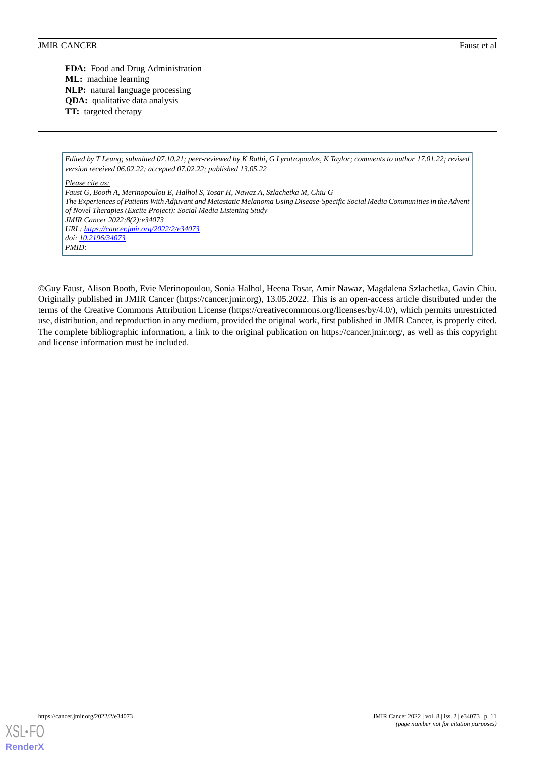**FDA:** Food and Drug Administration
**ML:** machine learning
**NLP:** natural language processing
**QDA:** qualitative data analysis
**TT:** targeted therapy

---

*Edited by T Leung; submitted 07.10.21; peer-reviewed by K Rathi, G Lyratzopoulos, K Taylor; comments to author 17.01.22; revised version received 06.02.22; accepted 07.02.22; published 13.05.22*

*Please cite as:*
*Faust G, Booth A, Merinopoulou E, Halhol S, Tosar H, Nawaz A, Szlachetka M, Chiu G*
*The Experiences of Patients With Adjuvant and Metastatic Melanoma Using Disease-Specific Social Media Communities in the Advent of Novel Therapies (Excite Project): Social Media Listening Study*
*JMIR Cancer 2022;8(2):e34073*
*URL: [https://cancer.jmir.org/2022/2/e34073](https://cancer.jmir.org/2022/2/e34073)*
*doi: [10.2196/34073](10.2196/34073)*
*PMID:*

©Guy Faust, Alison Booth, Evie Merinopoulou, Sonia Halhol, Heena Tosar, Amir Nawaz, Magdalena Szlachetka, Gavin Chiu. Originally published in JMIR Cancer (https://cancer.jmir.org), 13.05.2022. This is an open-access article distributed under the terms of the Creative Commons Attribution License (https://creativecommons.org/licenses/by/4.0/), which permits unrestricted use, distribution, and reproduction in any medium, provided the original work, first published in JMIR Cancer, is properly cited. The complete bibliographic information, a link to the original publication on https://cancer.jmir.org/, as well as this copyright and license information must be included.